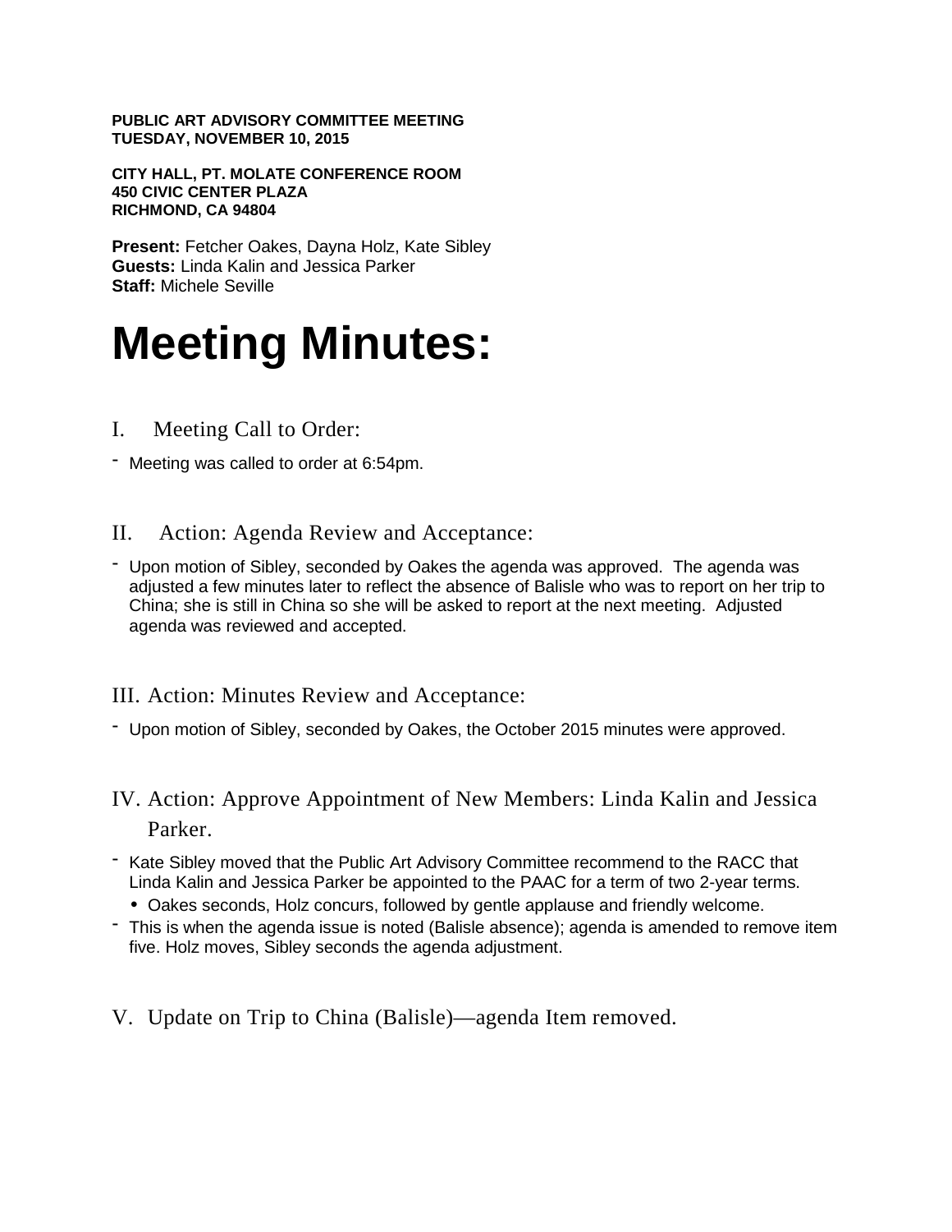**PUBLIC ART ADVISORY COMMITTEE MEETING**
**TUESDAY, NOVEMBER 10, 2015**

**CITY HALL, PT. MOLATE CONFERENCE ROOM**
**450 CIVIC CENTER PLAZA**
**RICHMOND, CA 94804**

**Present:** Fetcher Oakes, Dayna Holz, Kate Sibley
**Guests:** Linda Kalin and Jessica Parker
**Staff:** Michele Seville

# Meeting Minutes:

## I. Meeting Call to Order:

- Meeting was called to order at 6:54pm.

## II. Action: Agenda Review and Acceptance:

- Upon motion of Sibley, seconded by Oakes the agenda was approved. The agenda was adjusted a few minutes later to reflect the absence of Balisle who was to report on her trip to China; she is still in China so she will be asked to report at the next meeting. Adjusted agenda was reviewed and accepted.

## III. Action: Minutes Review and Acceptance:

- Upon motion of Sibley, seconded by Oakes, the October 2015 minutes were approved.

## IV. Action: Approve Appointment of New Members: Linda Kalin and Jessica Parker.

- Kate Sibley moved that the Public Art Advisory Committee recommend to the RACC that Linda Kalin and Jessica Parker be appointed to the PAAC for a term of two 2-year terms.
  - Oakes seconds, Holz concurs, followed by gentle applause and friendly welcome.
- This is when the agenda issue is noted (Balisle absence); agenda is amended to remove item five. Holz moves, Sibley seconds the agenda adjustment.

## V. Update on Trip to China (Balisle)—agenda Item removed.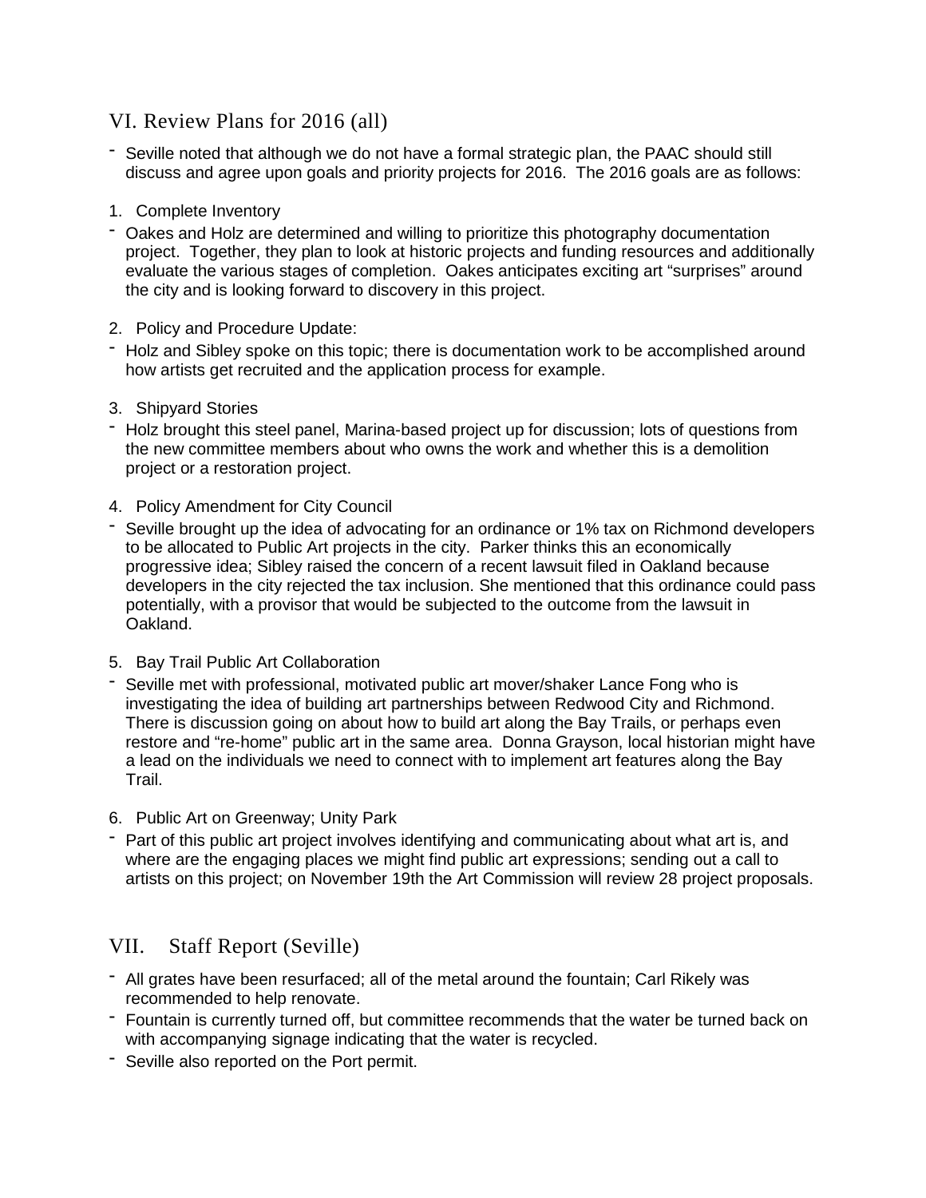## VI. Review Plans for 2016 (all)

- Seville noted that although we do not have a formal strategic plan, the PAAC should still discuss and agree upon goals and priority projects for 2016. The 2016 goals are as follows:

1. Complete Inventory
- Oakes and Holz are determined and willing to prioritize this photography documentation project. Together, they plan to look at historic projects and funding resources and additionally evaluate the various stages of completion. Oakes anticipates exciting art "surprises" around the city and is looking forward to discovery in this project.

2. Policy and Procedure Update:
- Holz and Sibley spoke on this topic; there is documentation work to be accomplished around how artists get recruited and the application process for example.

3. Shipyard Stories
- Holz brought this steel panel, Marina-based project up for discussion; lots of questions from the new committee members about who owns the work and whether this is a demolition project or a restoration project.

4. Policy Amendment for City Council
- Seville brought up the idea of advocating for an ordinance or 1% tax on Richmond developers to be allocated to Public Art projects in the city. Parker thinks this an economically progressive idea; Sibley raised the concern of a recent lawsuit filed in Oakland because developers in the city rejected the tax inclusion. She mentioned that this ordinance could pass potentially, with a provisor that would be subjected to the outcome from the lawsuit in Oakland.

5. Bay Trail Public Art Collaboration
- Seville met with professional, motivated public art mover/shaker Lance Fong who is investigating the idea of building art partnerships between Redwood City and Richmond. There is discussion going on about how to build art along the Bay Trails, or perhaps even restore and "re-home" public art in the same area. Donna Grayson, local historian might have a lead on the individuals we need to connect with to implement art features along the Bay Trail.

6. Public Art on Greenway; Unity Park
- Part of this public art project involves identifying and communicating about what art is, and where are the engaging places we might find public art expressions; sending out a call to artists on this project; on November 19th the Art Commission will review 28 project proposals.

## VII. Staff Report (Seville)

- All grates have been resurfaced; all of the metal around the fountain; Carl Rikely was recommended to help renovate.
- Fountain is currently turned off, but committee recommends that the water be turned back on with accompanying signage indicating that the water is recycled.
- Seville also reported on the Port permit.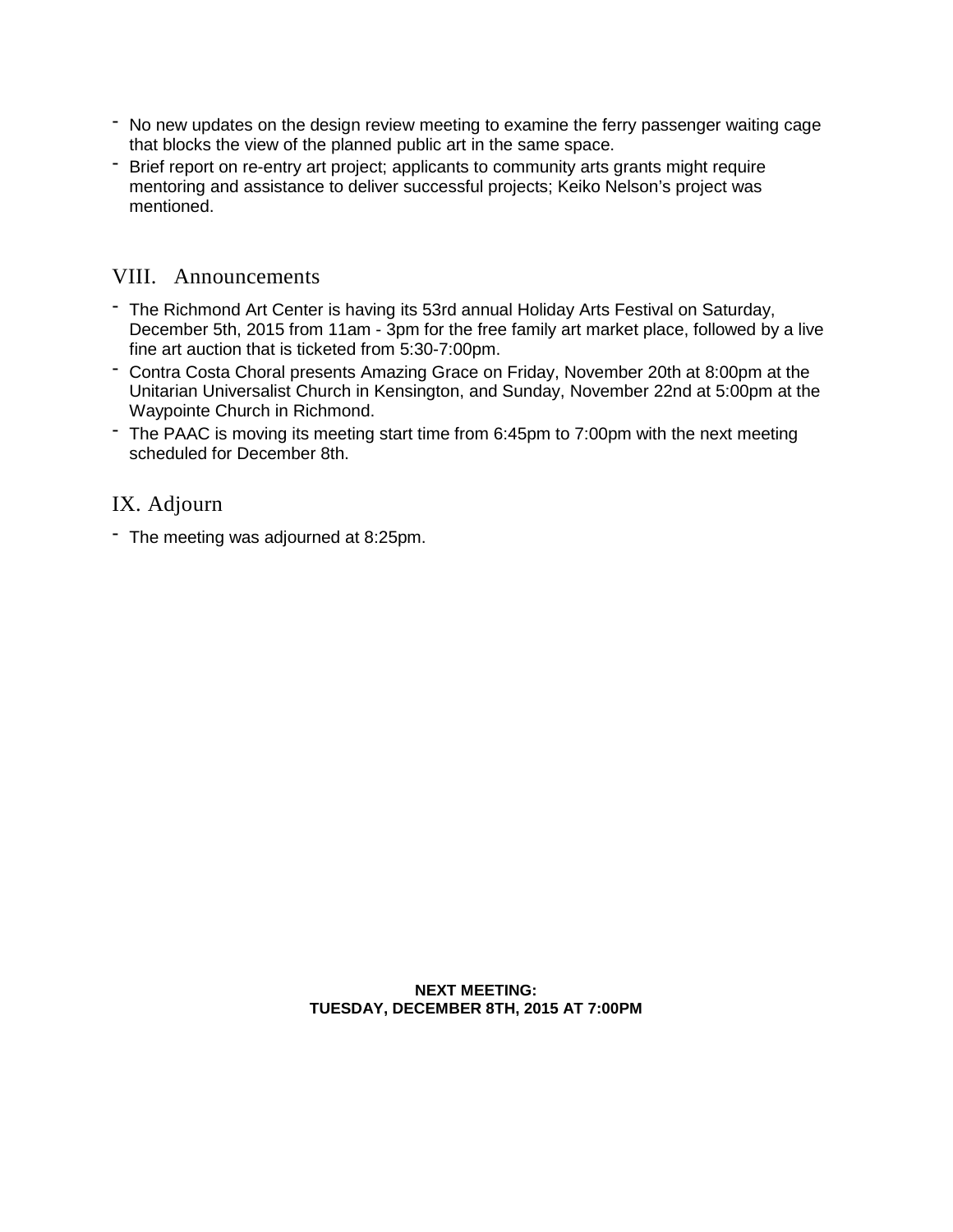- No new updates on the design review meeting to examine the ferry passenger waiting cage that blocks the view of the planned public art in the same space.
- Brief report on re-entry art project; applicants to community arts grants might require mentoring and assistance to deliver successful projects; Keiko Nelson's project was mentioned.

## VIII. Announcements

- The Richmond Art Center is having its 53rd annual Holiday Arts Festival on Saturday, December 5th, 2015 from 11am - 3pm for the free family art market place, followed by a live fine art auction that is ticketed from 5:30-7:00pm.
- Contra Costa Choral presents Amazing Grace on Friday, November 20th at 8:00pm at the Unitarian Universalist Church in Kensington, and Sunday, November 22nd at 5:00pm at the Waypointe Church in Richmond.
- The PAAC is moving its meeting start time from 6:45pm to 7:00pm with the next meeting scheduled for December 8th.

## IX. Adjourn

- The meeting was adjourned at 8:25pm.

**NEXT MEETING:**
**TUESDAY, DECEMBER 8TH, 2015 AT 7:00PM**